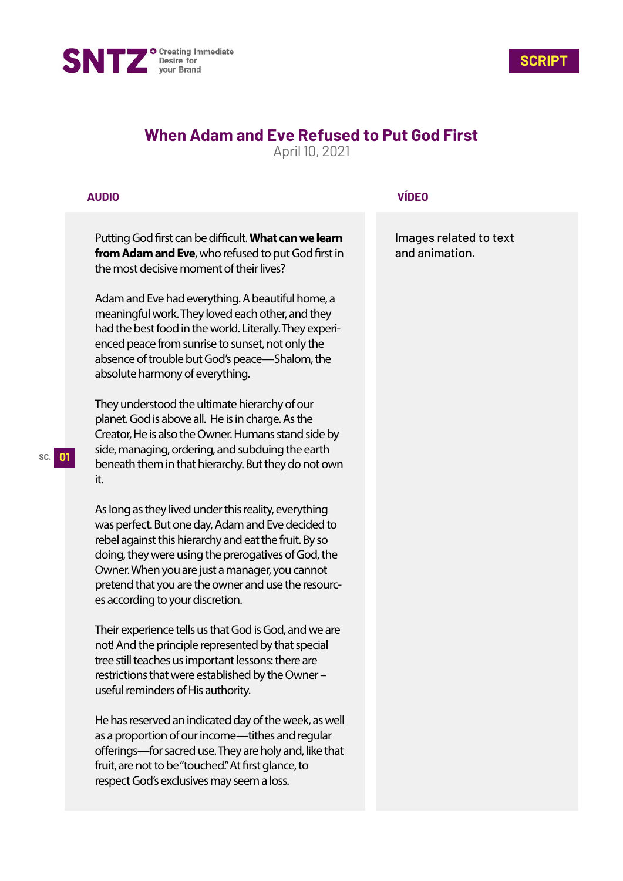**SNTZ** Creating Immediate Desire for your Brand

**SCRIPT**

# When Adam and Eve Refused to Put God First

April 10, 2021

SC. 01

| AUDIO | VÍDEO |
|---|---|
| Putting God first can be difficult. **What can we learn from Adam and Eve**, who refused to put God first in the most decisive moment of their lives?<br><br>Adam and Eve had everything. A beautiful home, a meaningful work. They loved each other, and they had the best food in the world. Literally. They experienced peace from sunrise to sunset, not only the absence of trouble but God's peace—Shalom, the absolute harmony of everything.<br><br>They understood the ultimate hierarchy of our planet. God is above all. He is in charge. As the Creator, He is also the Owner. Humans stand side by side, managing, ordering, and subduing the earth beneath them in that hierarchy. But they do not own it.<br><br>As long as they lived under this reality, everything was perfect. But one day, Adam and Eve decided to rebel against this hierarchy and eat the fruit. By so doing, they were using the prerogatives of God, the Owner. When you are just a manager, you cannot pretend that you are the owner and use the resources according to your discretion.<br><br>Their experience tells us that God is God, and we are not! And the principle represented by that special tree still teaches us important lessons: there are restrictions that were established by the Owner – useful reminders of His authority.<br><br>He has reserved an indicated day of the week, as well as a proportion of our income—tithes and regular offerings—for sacred use. They are holy and, like that fruit, are not to be "touched." At first glance, to respect God's exclusives may seem a loss. | Images related to text and animation. |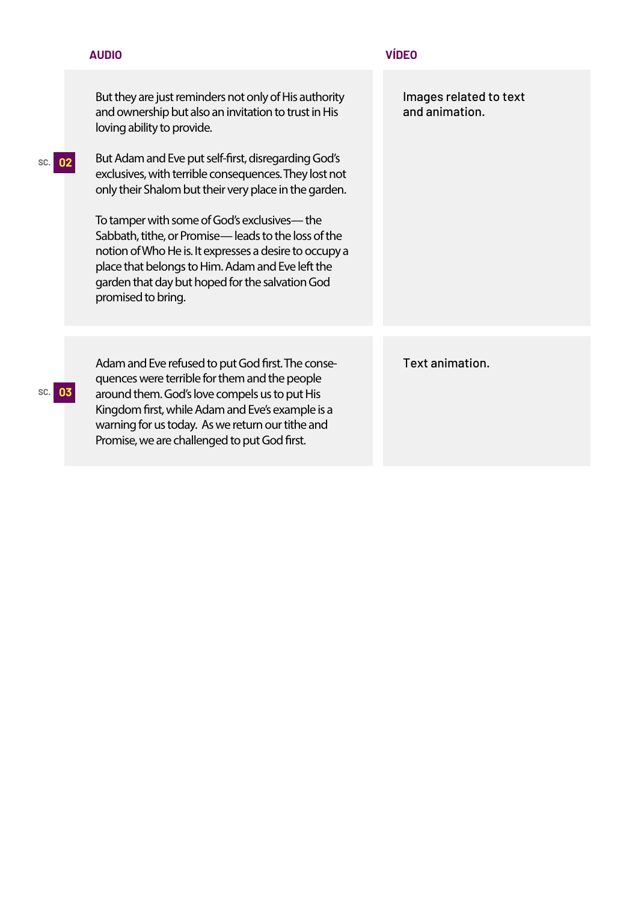| | AUDIO | VÍDEO |
|---|---|---|
| | But they are just reminders not only of His authority and ownership but also an invitation to trust in His loving ability to provide. | Images related to text and animation. |
| SC. 02 | But Adam and Eve put self-first, disregarding God's exclusives, with terrible consequences. They lost not only their Shalom but their very place in the garden.<br><br>To tamper with some of God's exclusives— the Sabbath, tithe, or Promise— leads to the loss of the notion of Who He is. It expresses a desire to occupy a place that belongs to Him. Adam and Eve left the garden that day but hoped for the salvation God promised to bring. | |
| SC. 03 | Adam and Eve refused to put God first. The consequences were terrible for them and the people around them. God's love compels us to put His Kingdom first, while Adam and Eve's example is a warning for us today. As we return our tithe and Promise, we are challenged to put God first. | Text animation. |